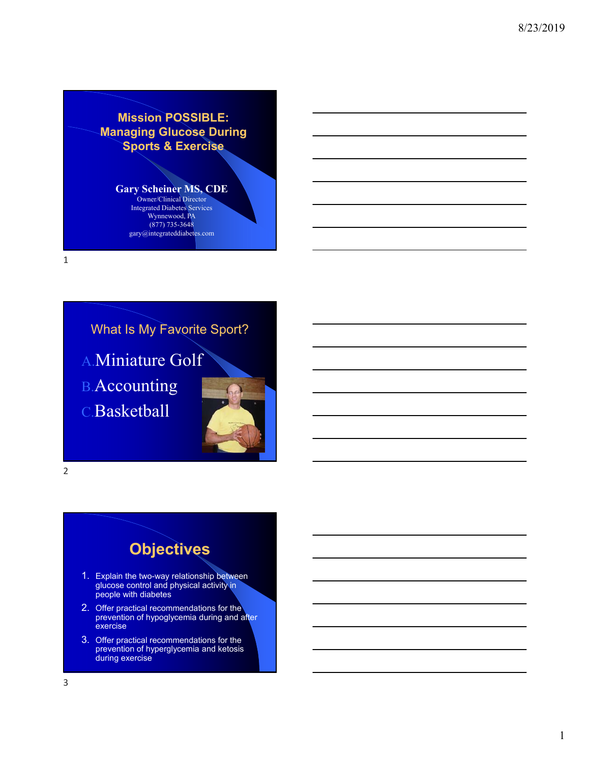# Mission POSSIBLE: Managing Glucose During Sports & Exercise

**Gary Scheiner MS, CDE**
Owner/Clinical Director
Integrated Diabetes Services
Wynnewood, PA
(877) 735-3648
gary@integrateddiabetes.com

## What Is My Favorite Sport?

A. Miniature Golf
B. Accounting
C. Basketball

## Objectives

1. Explain the two-way relationship between glucose control and physical activity in people with diabetes
2. Offer practical recommendations for the prevention of hypoglycemia during and after exercise
3. Offer practical recommendations for the prevention of hyperglycemia and ketosis during exercise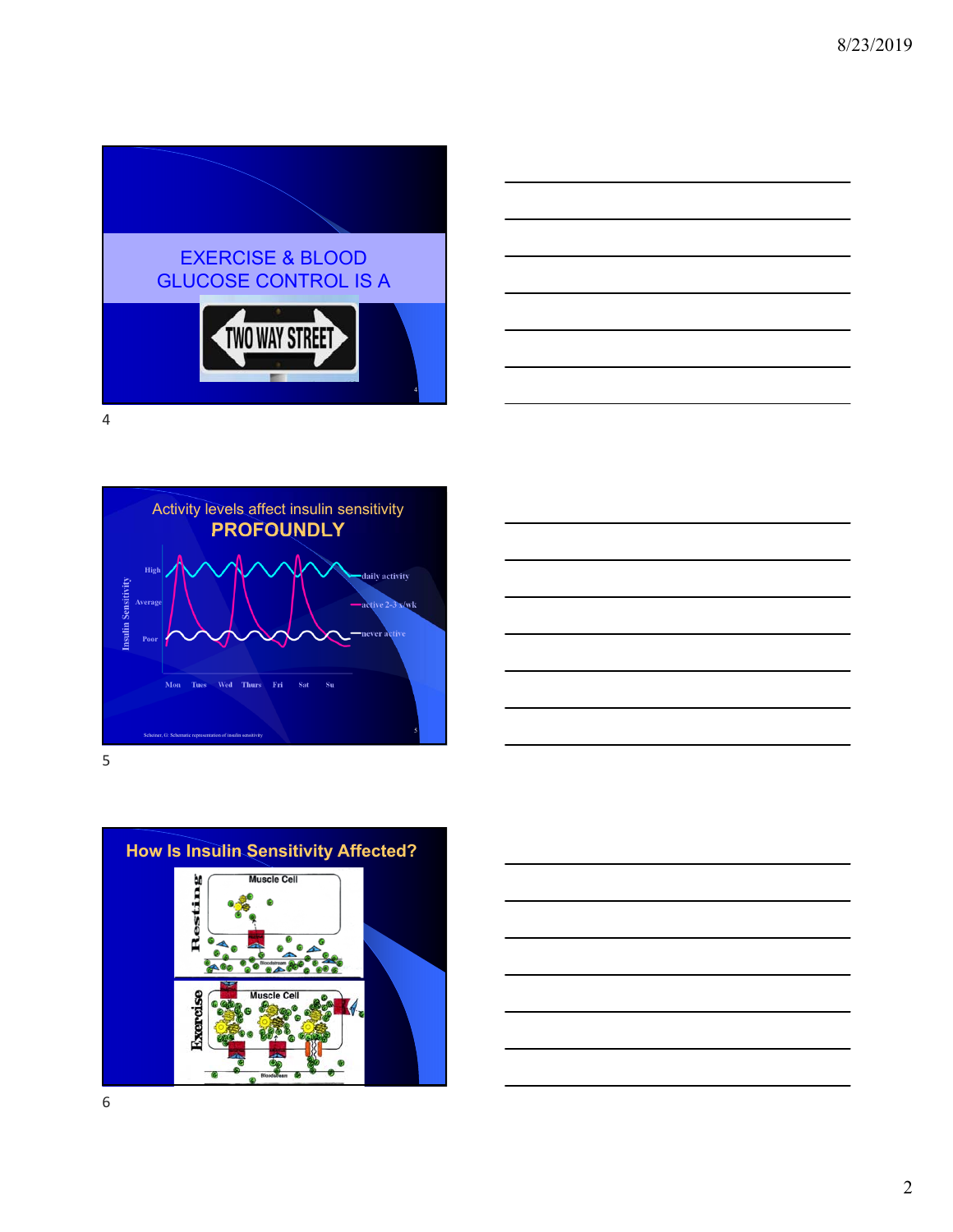EXERCISE & BLOOD GLUCOSE CONTROL IS A

TWO WAY STREET

Activity levels affect insulin sensitivity **PROFOUNDLY**

Insulin Sensitivity

High

Average

Poor

daily activity

active 2-3 x/wk

never active

Mon Tues Wed Thurs Fri Sat Su

Scheiner, G. Schematic representation of insulin sensitivity

## How Is Insulin Sensitivity Affected?

Resting

Muscle Cell

Bloodstream

Exercise

Muscle Cell

Bloodstream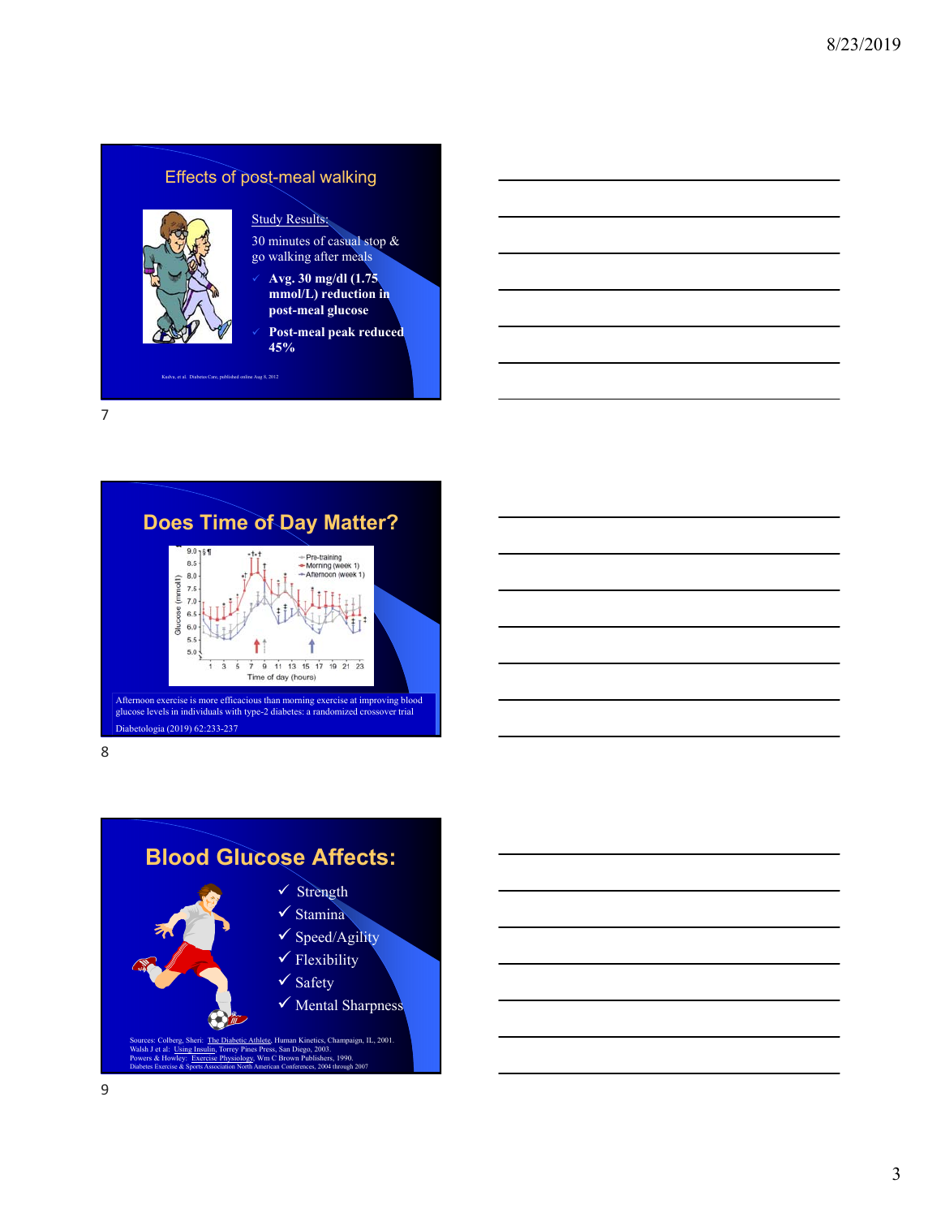## Effects of post-meal walking

Study Results:

30 minutes of casual stop & go walking after meals

- **Avg. 30 mg/dl (1.75 mmol/L) reduction in post-meal glucose**
- **Post-meal peak reduced 45%**

Kudva, et al. Diabetes Care, published online Aug 8, 2012

## Does Time of Day Matter?

Afternoon exercise is more efficacious than morning exercise at improving blood glucose levels in individuals with type-2 diabetes: a randomized crossover trial

Diabetologia (2019) 62:233-237

## Blood Glucose Affects:

- ✓ Strength
- ✓ Stamina
- ✓ Speed/Agility
- ✓ Flexibility
- ✓ Safety
- ✓ Mental Sharpness

Sources: Colberg, Sheri: The Diabetic Athlete, Human Kinetics, Champaign, IL, 2001.
Walsh J et al: Using Insulin, Torrey Pines Press, San Diego, 2003.
Powers & Howley: Exercise Physiology, Wm C Brown Publishers, 1990.
Diabetes Exercise & Sports Association North American Conferences, 2004 through 2007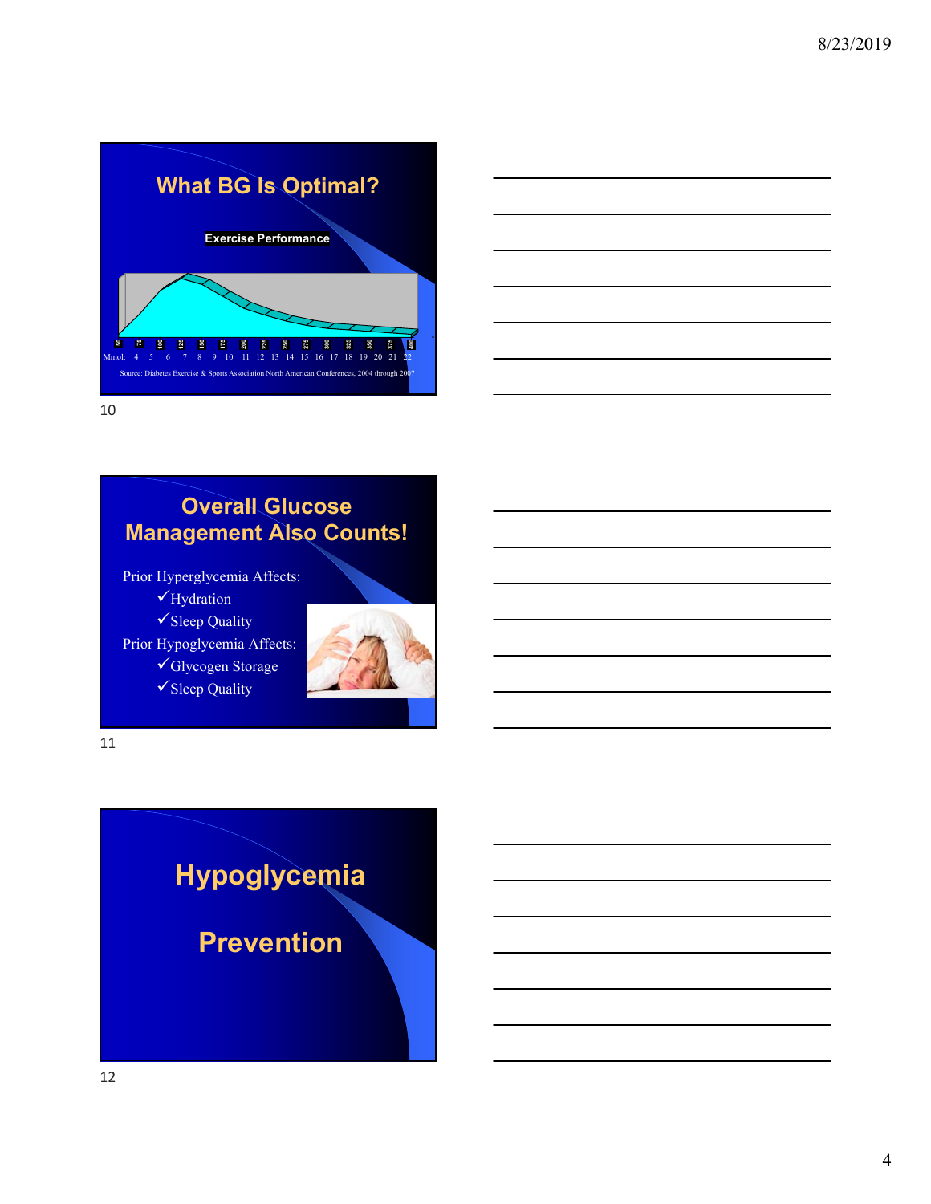## What BG Is Optimal?

**Exercise Performance**

50 75 100 125 150 175 200 225 250 275 300 325 350 375 400

Mmol: 4 5 6 7 8 9 10 11 12 13 14 15 16 17 18 19 20 21 22

Source: Diabetes Exercise & Sports Association North American Conferences, 2004 through 2007

## Overall Glucose Management Also Counts!

Prior Hyperglycemia Affects:
- ✓Hydration
- ✓Sleep Quality

Prior Hypoglycemia Affects:
- ✓Glycogen Storage
- ✓Sleep Quality

## Hypoglycemia

## Prevention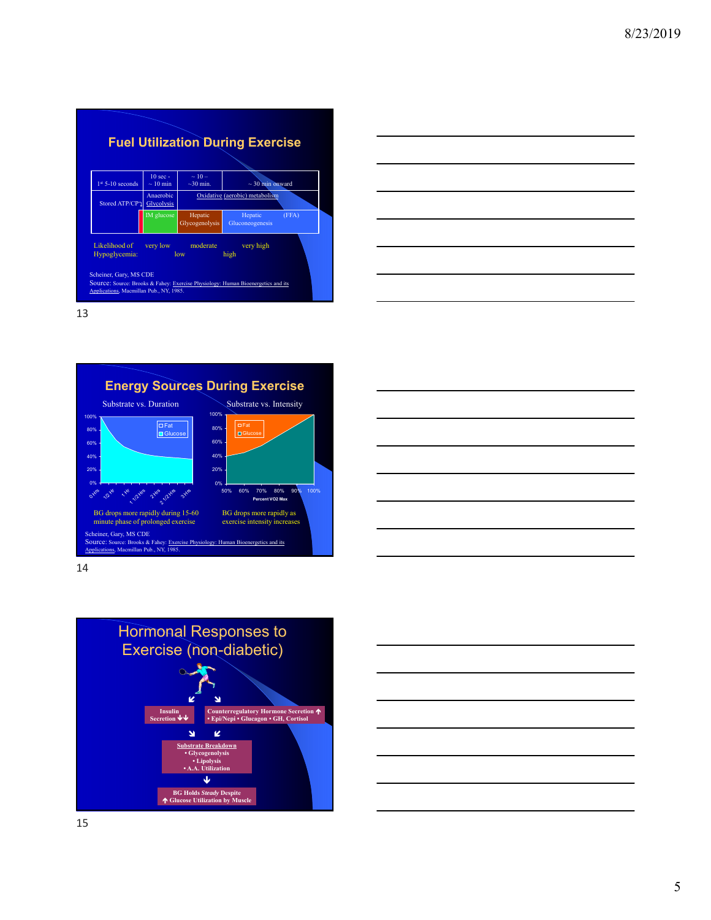## Fuel Utilization During Exercise

| 1st 5-10 seconds | 10 sec - ~ 10 min | ~ 10 – ~30 min. | ~ 30 min onward |
|---|---|---|---|
| Stored ATP/CP | Anaerobic Glycolysis | Oxidative (aerobic) metabolism | |
| | IM glucose | Hepatic Glycogenolysis | Hepatic Gluconeogenesis (FFA) |

Likelihood of Hypoglycemia: very low, low, moderate, high, very high

Scheiner, Gary, MS CDE

Source: Source: Brooks & Fahey: Exercise Physiology: Human Bioenergetics and its Applications, Macmillan Pub., NY, 1985.

## Energy Sources During Exercise

Substrate vs. Duration

Fat / Glucose

100%, 80%, 60%, 40%, 20%, 0%

0 Hrs, 1/2 Hr, 1 Hr, 1 1/2 Hrs, 2 Hrs, 2 1/2 Hrs, 3 Hrs

BG drops more rapidly during 15-60 minute phase of prolonged exercise

Substrate vs. Intensity

Fat / Glucose

100%, 80%, 60%, 40%, 20%, 0%

50%, 60%, 70%, 80%, 90%, 100%

Percent VO2 Max

BG drops more rapidly as exercise intensity increases

Scheiner, Gary, MS CDE

Source: Source: Brooks & Fahey: Exercise Physiology: Human Bioenergetics and its Applications, Macmillan Pub., NY, 1985.

## Hormonal Responses to Exercise (non-diabetic)

**Insulin Secretion ↓↓**

**Counterregulatory Hormone Secretion ↑**
**• Epi/Nepi • Glucagon • GH, Cortisol**

**Substrate Breakdown**
- **Glycogenolysis**
- **Lipolysis**
- **A.A. Utilization**

**BG Holds *Steady* Despite ↑ Glucose Utilization by Muscle**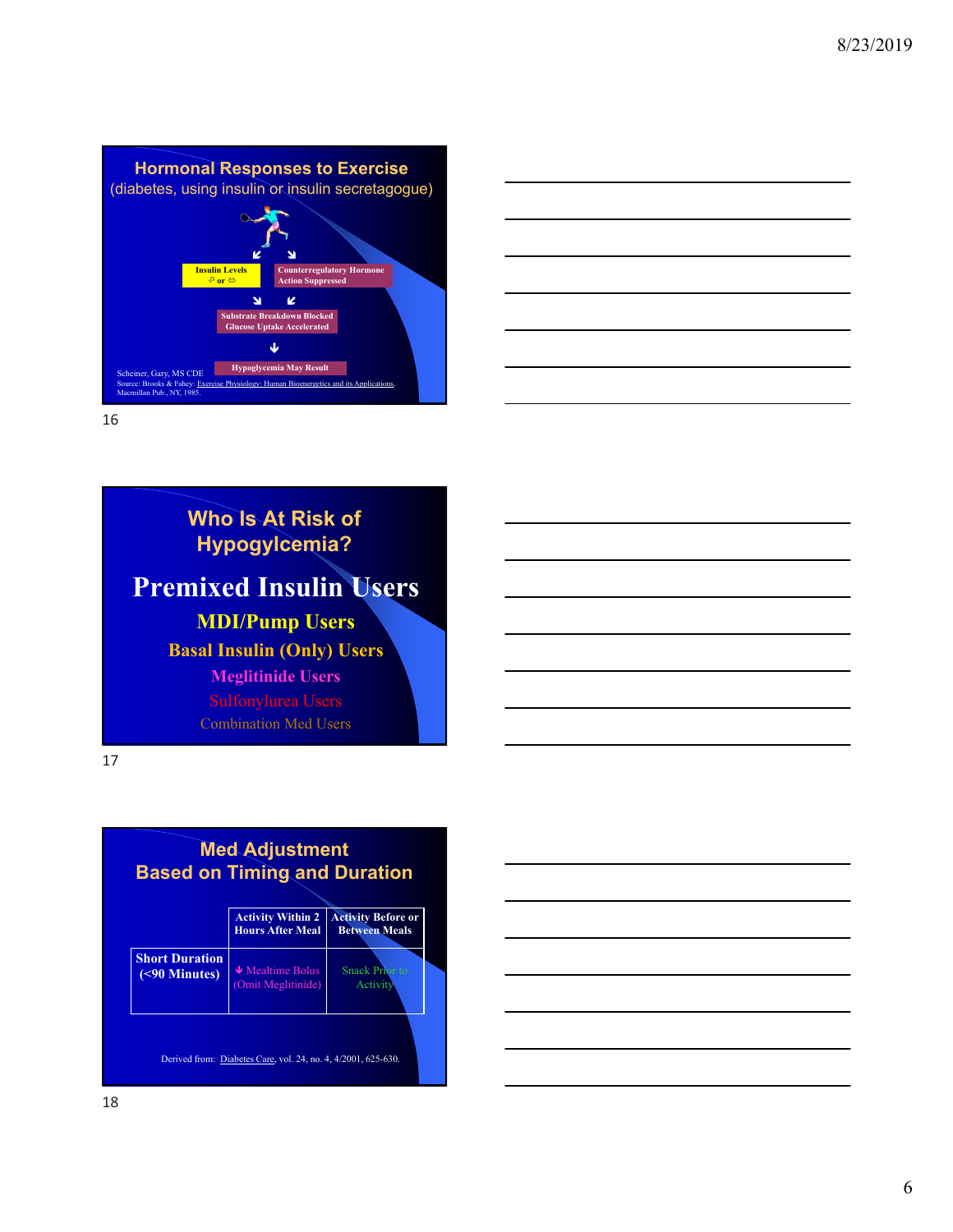## Hormonal Responses to Exercise
(diabetes, using insulin or insulin secretagogue)

Insulin Levels ⇗ or ⇔

Counterregulatory Hormone Action Suppressed

Substrate Breakdown Blocked
Glucose Uptake Accelerated

Hypoglycemia May Result

Scheiner, Gary, MS CDE
Source: Brooks & Fahey: Exercise Physiology: Human Bioenergetics and its Applications, Macmillan Pub., NY, 1985.

## Who Is At Risk of Hypogylcemia?

**Premixed Insulin Users**

**MDI/Pump Users**

**Basal Insulin (Only) Users**

**Meglitinide Users**

Sulfonylurea Users

Combination Med Users

## Med Adjustment Based on Timing and Duration

| | Activity Within 2 Hours After Meal | Activity Before or Between Meals |
|---|---|---|
| **Short Duration (<90 Minutes)** | ↓ Mealtime Bolus (Omit Meglitinide) | Snack Prior to Activity |

Derived from: Diabetes Care, vol. 24, no. 4, 4/2001, 625-630.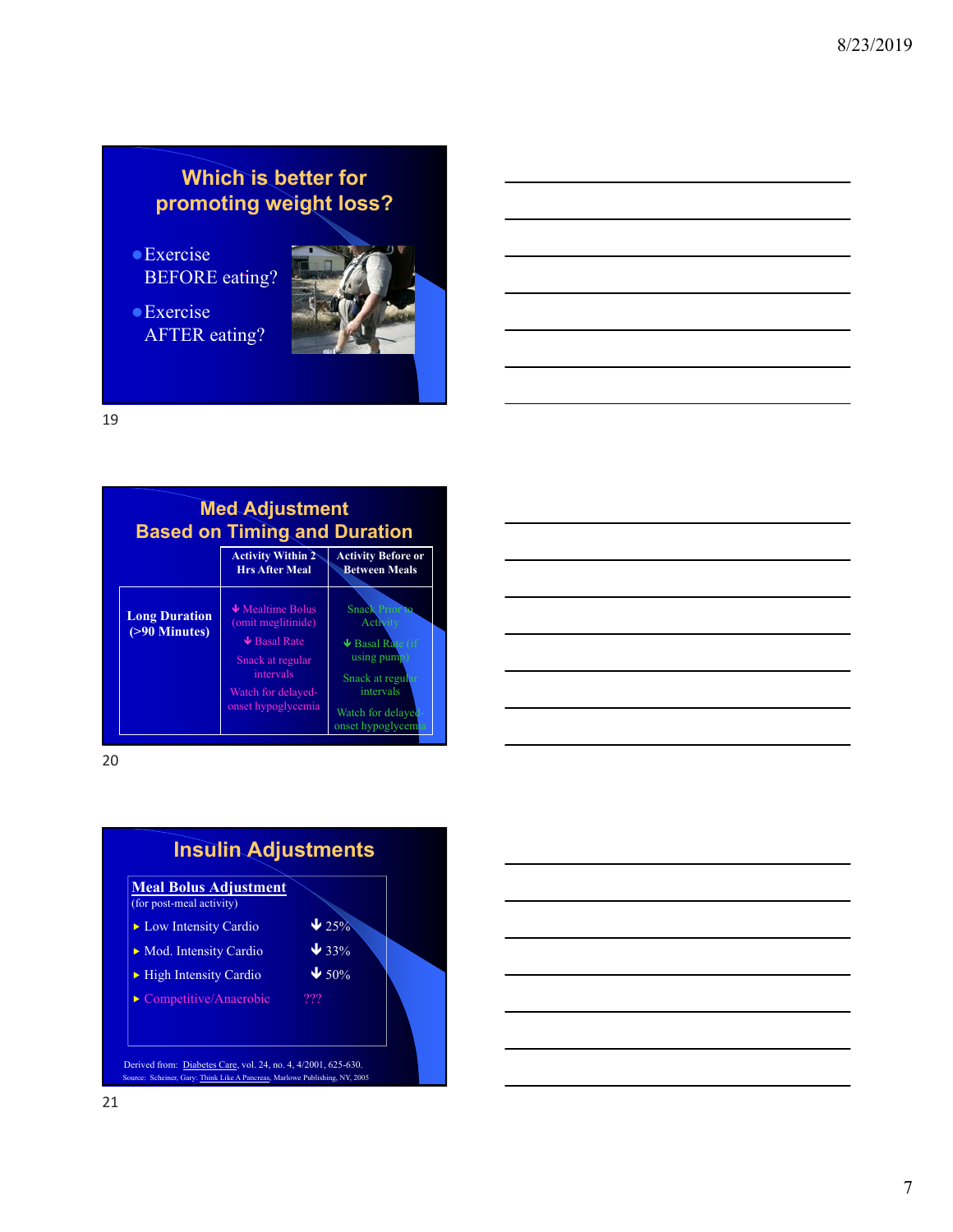## Which is better for promoting weight loss?

- Exercise BEFORE eating?
- Exercise AFTER eating?

## Med Adjustment Based on Timing and Duration

| | Activity Within 2 Hrs After Meal | Activity Before or Between Meals |
|---|---|---|
| Long Duration (>90 Minutes) | ↓ Mealtime Bolus (omit meglitinide)<br>↓ Basal Rate<br>Snack at regular intervals<br>Watch for delayed-onset hypoglycemia | Snack Prior to Activity<br>↓ Basal Rate (if using pump)<br>Snack at regular intervals<br>Watch for delayed-onset hypoglycemia |

## Insulin Adjustments

**Meal Bolus Adjustment**
(for post-meal activity)

- Low Intensity Cardio ↓ 25%
- Mod. Intensity Cardio ↓ 33%
- High Intensity Cardio ↓ 50%
- Competitive/Anaerobic ???

Derived from: Diabetes Care, vol. 24, no. 4, 4/2001, 625-630.
Source: Scheiner, Gary: Think Like A Pancreas, Marlowe Publishing, NY, 2005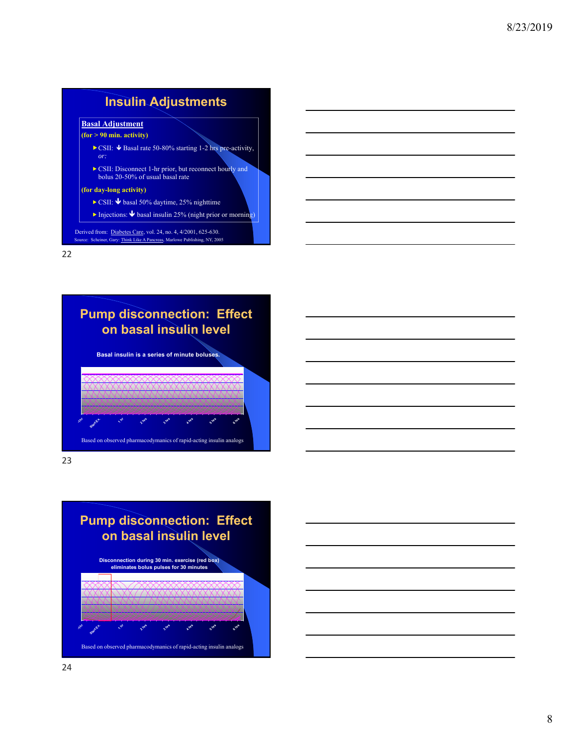## Insulin Adjustments

**Basal Adjustment**

**(for > 90 min. activity)**

- CSII: ↓ Basal rate 50-80% starting 1-2 hrs pre-activity, *or:*
- CSII: Disconnect 1-hr prior, but reconnect hourly and bolus 20-50% of usual basal rate

**(for day-long activity)**

- CSII: ↓ basal 50% daytime, 25% nighttime
- Injections: ↓ basal insulin 25% (night prior or morning)

Derived from: Diabetes Care, vol. 24, no. 4, 4/2001, 625-630.

Source: Scheiner, Gary: Think Like A Pancreas, Marlowe Publishing, NY, 2005

22

## Pump disconnection: Effect on basal insulin level

**Basal insulin is a series of minute boluses.**

-1hr, Start EX, 1 hr, 2 hrs, 3 hrs, 4 hrs, 5 hrs, 6 hrs

Based on observed pharmacodymanics of rapid-acting insulin analogs

23

## Pump disconnection: Effect on basal insulin level

**Disconnection during 30 min. exercise (red box) eliminates bolus pulses for 30 minutes**

-1hr, Start EX, 1 hr, 2 hrs, 3 hrs, 4 hrs, 5 hrs, 6 hrs

Based on observed pharmacodymanics of rapid-acting insulin analogs

24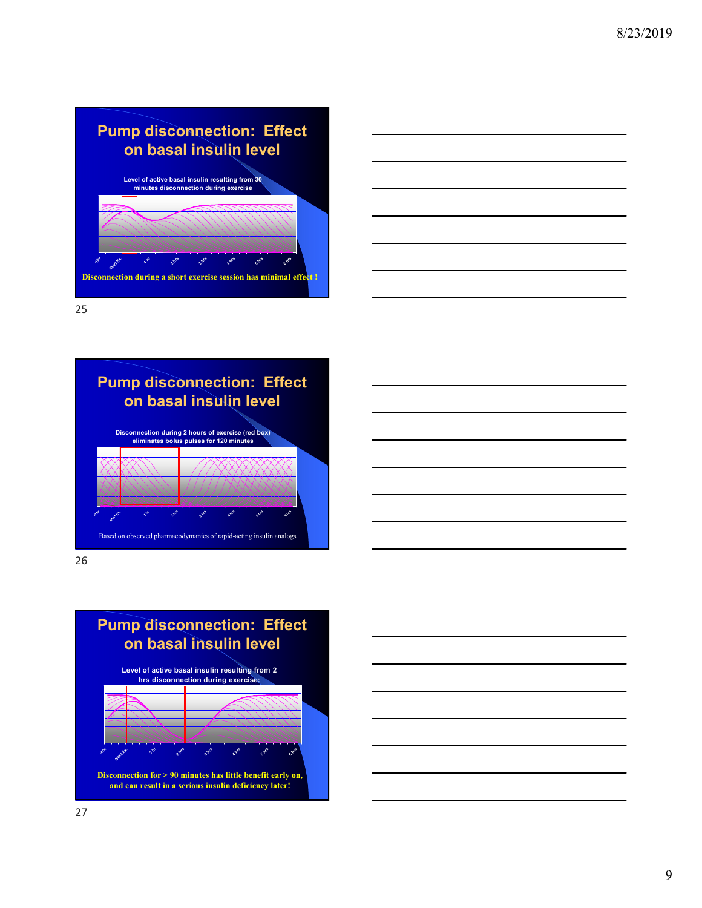## Pump disconnection: Effect on basal insulin level

Level of active basal insulin resulting from 30 minutes disconnection during exercise

-1hr Start Ex. 1 hr 2 hrs 3 hrs 4 hrs 5 hrs 6 hrs

**Disconnection during a short exercise session has minimal effect !**

## Pump disconnection: Effect on basal insulin level

Disconnection during 2 hours of exercise (red box) eliminates bolus pulses for 120 minutes

-1hr Start Ex. 1 hr 2 hrs 3 hrs 4 hrs 5 hrs 6 hrs

Based on observed pharmacodymanics of rapid-acting insulin analogs

## Pump disconnection: Effect on basal insulin level

Level of active basal insulin resulting from 2 hrs disconnection during exercise:

-1hr Start Ex. 1 hr 2 hrs 3 hrs 4 hrs 5 hrs 6 hrs

**Disconnection for > 90 minutes has little benefit early on, and can result in a serious insulin deficiency later!**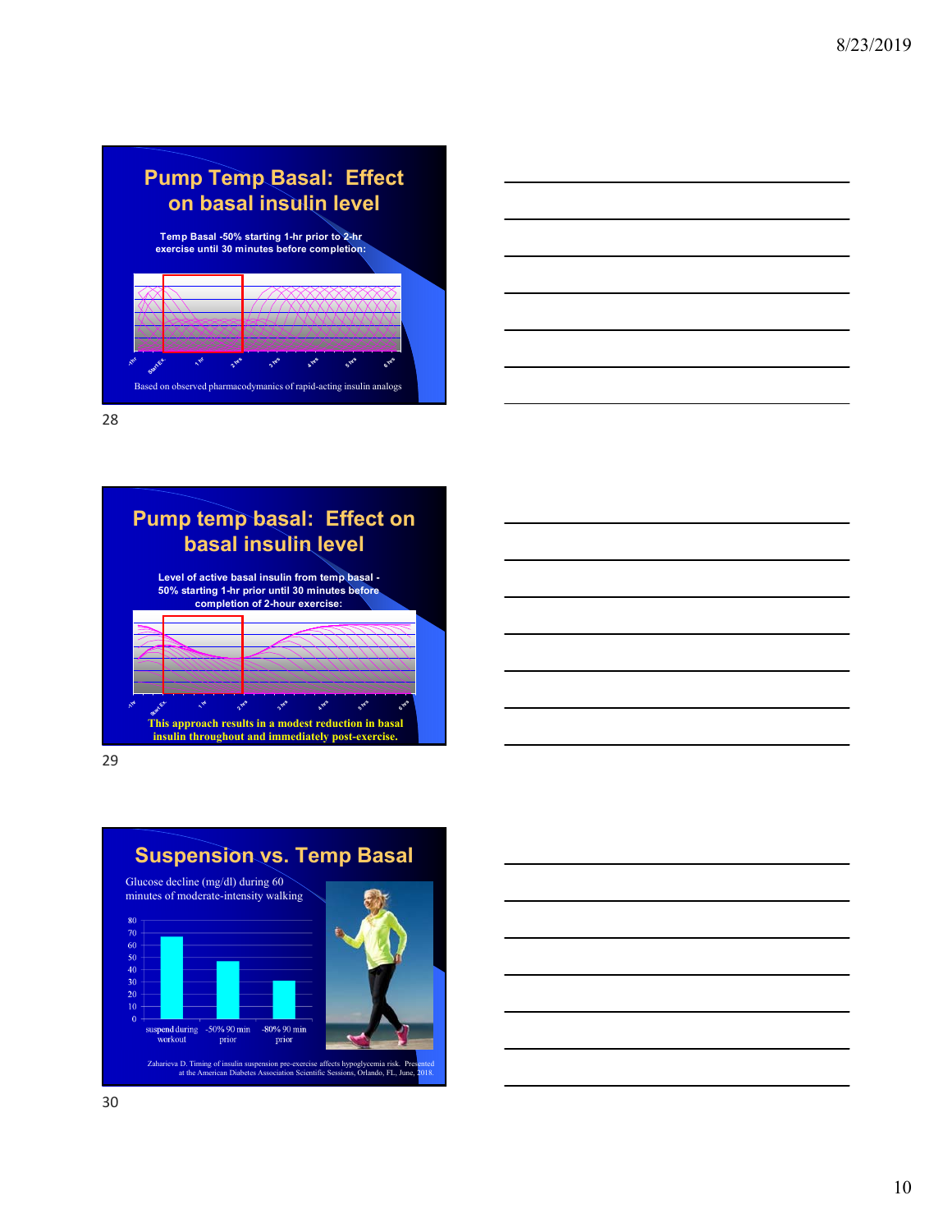## Pump Temp Basal: Effect on basal insulin level

**Temp Basal -50% starting 1-hr prior to 2-hr exercise until 30 minutes before completion:**

-1hr, Start Ex., 1 hr, 2 hrs, 3 hrs, 4 hrs, 5 hrs, 6 hrs

Based on observed pharmacodymanics of rapid-acting insulin analogs

## Pump temp basal: Effect on basal insulin level

**Level of active basal insulin from temp basal -50% starting 1-hr prior until 30 minutes before completion of 2-hour exercise:**

-1hr, Start Ex., 1 hr, 2 hrs, 3 hrs, 4 hrs, 5 hrs, 6 hrs

**This approach results in a modest reduction in basal insulin throughout and immediately post-exercise.**

## Suspension vs. Temp Basal

Glucose decline (mg/dl) during 60 minutes of moderate-intensity walking

| Condition | Glucose decline (mg/dl) |
|---|---|
| suspend during workout | ~67 |
| -50% 90 min prior | ~47 |
| -80% 90 min prior | ~31 |

Zaharieva D. Timing of insulin suspension pre-exercise affects hypoglycemia risk. Presented at the American Diabetes Association Scientific Sessions, Orlando, FL, June, 2018.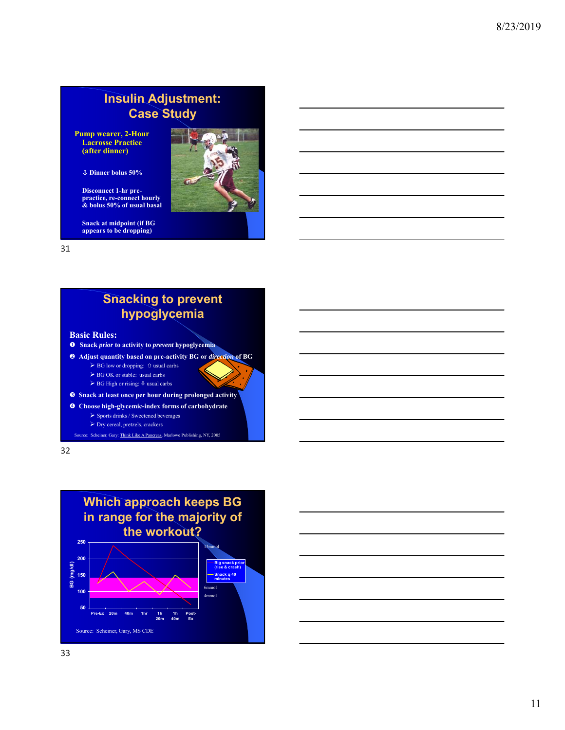## Insulin Adjustment: Case Study

**Pump wearer, 2-Hour Lacrosse Practice (after dinner)**

⇩ Dinner bolus 50%

Disconnect 1-hr pre-practice, re-connect hourly & bolus 50% of usual basal

Snack at midpoint (if BG appears to be dropping)

## Snacking to prevent hypoglycemia

**Basic Rules:**

1. Snack *prior* to activity to *prevent* hypoglycemia
2. Adjust quantity based on pre-activity BG or *direction* of BG
   - BG low or dropping: ⇧ usual carbs
   - BG OK or stable: usual carbs
   - BG High or rising: ⇩ usual carbs
3. Snack at least once per hour during prolonged activity
4. Choose high-glycemic-index forms of carbohydrate
   - Sports drinks / Sweetened beverages
   - Dry cereal, pretzels, crackers

Source: Scheiner, Gary: Think Like A Pancreas, Marlowe Publishing, NY, 2005

## Which approach keeps BG in range for the majority of the workout?

BG (mg/dl): 50, 100, 150, 200, 250

Time: Pre-Ex, 20m, 40m, 1hr, 1h 20m, 1h 40m, Post-Ex

13mmol

6mmol

4mmol

Legend: Big snack prior (rise & crash); Snack q 40 minutes

Source: Scheiner, Gary, MS CDE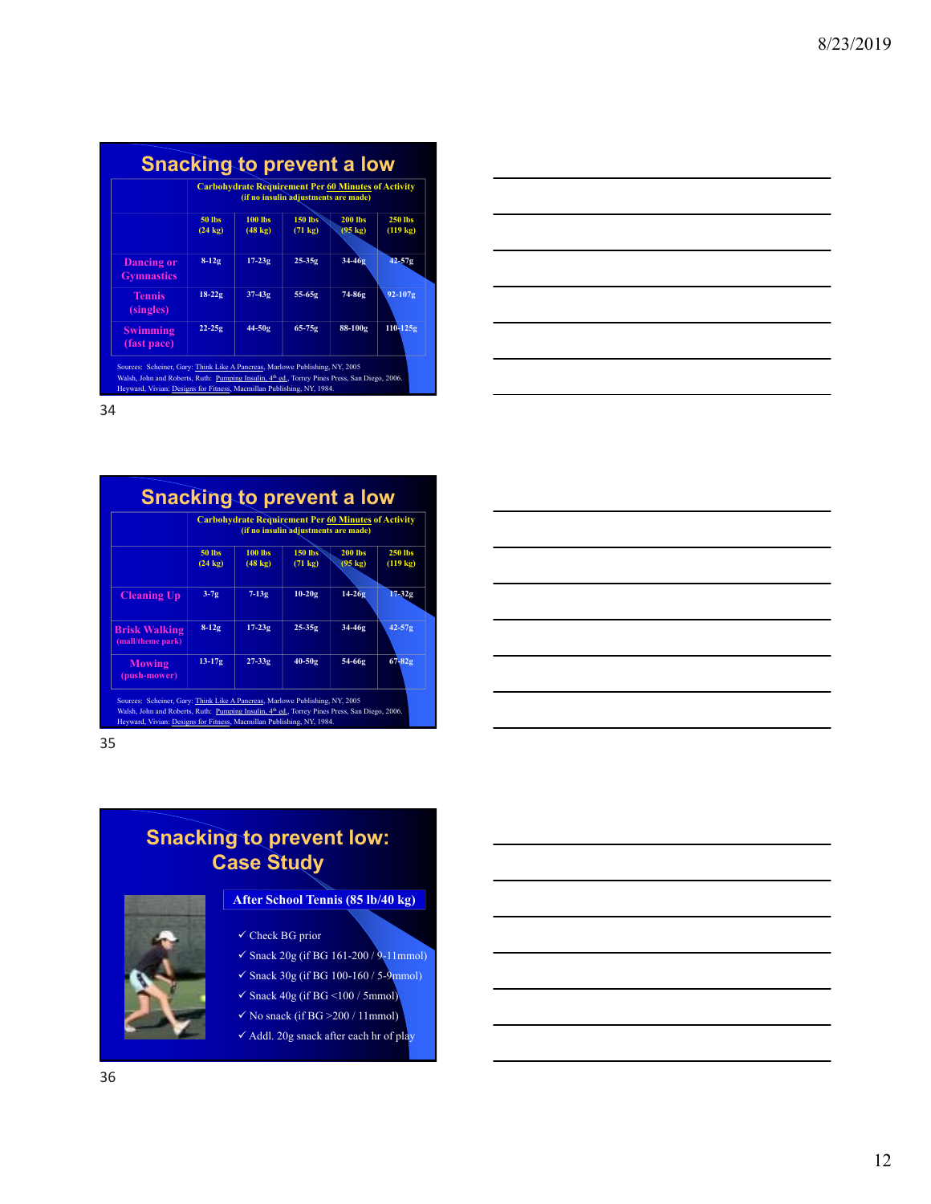## Snacking to prevent a low

| | Carbohydrate Requirement Per 60 Minutes of Activity (if no insulin adjustments are made) | | | | |
|---|---|---|---|---|---|
| | 50 lbs (24 kg) | 100 lbs (48 kg) | 150 lbs (71 kg) | 200 lbs (95 kg) | 250 lbs (119 kg) |
| Dancing or Gymnastics | 8-12g | 17-23g | 25-35g | 34-46g | 42-57g |
| Tennis (singles) | 18-22g | 37-43g | 55-65g | 74-86g | 92-107g |
| Swimming (fast pace) | 22-25g | 44-50g | 65-75g | 88-100g | 110-125g |

Sources: Scheiner, Gary: Think Like A Pancreas, Marlowe Publishing, NY, 2005
Walsh, John and Roberts, Ruth: Pumping Insulin, 4th ed., Torrey Pines Press, San Diego, 2006.
Heyward, Vivian: Designs for Fitness, Macmillan Publishing, NY, 1984.

## Snacking to prevent a low

| | Carbohydrate Requirement Per 60 Minutes of Activity (if no insulin adjustments are made) | | | | |
|---|---|---|---|---|---|
| | 50 lbs (24 kg) | 100 lbs (48 kg) | 150 lbs (71 kg) | 200 lbs (95 kg) | 250 lbs (119 kg) |
| Cleaning Up | 3-7g | 7-13g | 10-20g | 14-26g | 17-32g |
| Brisk Walking (mall/theme park) | 8-12g | 17-23g | 25-35g | 34-46g | 42-57g |
| Mowing (push-mower) | 13-17g | 27-33g | 40-50g | 54-66g | 67-82g |

Sources: Scheiner, Gary: Think Like A Pancreas, Marlowe Publishing, NY, 2005
Walsh, John and Roberts, Ruth: Pumping Insulin, 4th ed., Torrey Pines Press, San Diego, 2006.
Heyward, Vivian: Designs for Fitness, Macmillan Publishing, NY, 1984.

## Snacking to prevent low: Case Study

**After School Tennis (85 lb/40 kg)**

- ✓ Check BG prior
- ✓ Snack 20g (if BG 161-200 / 9-11mmol)
- ✓ Snack 30g (if BG 100-160 / 5-9mmol)
- ✓ Snack 40g (if BG <100 / 5mmol)
- ✓ No snack (if BG >200 / 11mmol)
- ✓ Addl. 20g snack after each hr of play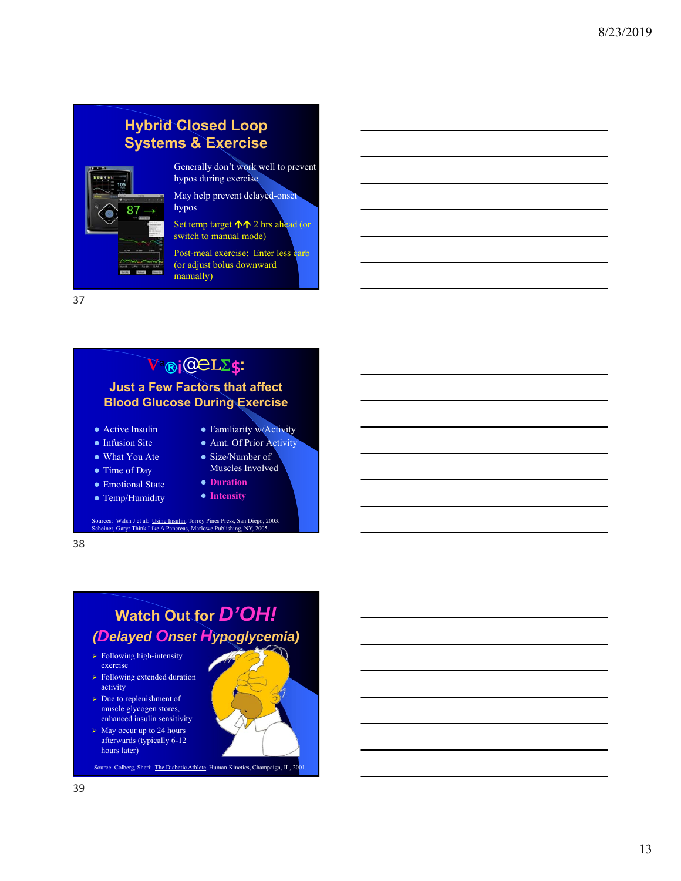## Hybrid Closed Loop Systems & Exercise

Generally don't work well to prevent hypos during exercise

May help prevent delayed-onset hypos

Set temp target ↑↑ 2 hrs ahead (or switch to manual mode)

Post-meal exercise: Enter less carb (or adjust bolus downward manually)

## V@ri@bLΣ$: Just a Few Factors that affect Blood Glucose During Exercise

- Active Insulin
- Infusion Site
- What You Ate
- Time of Day
- Emotional State
- Temp/Humidity
- Familiarity w/Activity
- Amt. Of Prior Activity
- Size/Number of Muscles Involved
- **Duration**
- **Intensity**

Sources: Walsh J et al: Using Insulin, Torrey Pines Press, San Diego, 2003. Scheiner, Gary: Think Like A Pancreas, Marlowe Publishing, NY, 2005.

## Watch Out for *D'OH!* (*Delayed Onset Hypoglycemia*)

- Following high-intensity exercise
- Following extended duration activity
- Due to replenishment of muscle glycogen stores, enhanced insulin sensitivity
- May occur up to 24 hours afterwards (typically 6-12 hours later)

Source: Colberg, Sheri: The Diabetic Athlete, Human Kinetics, Champaign, IL, 2001.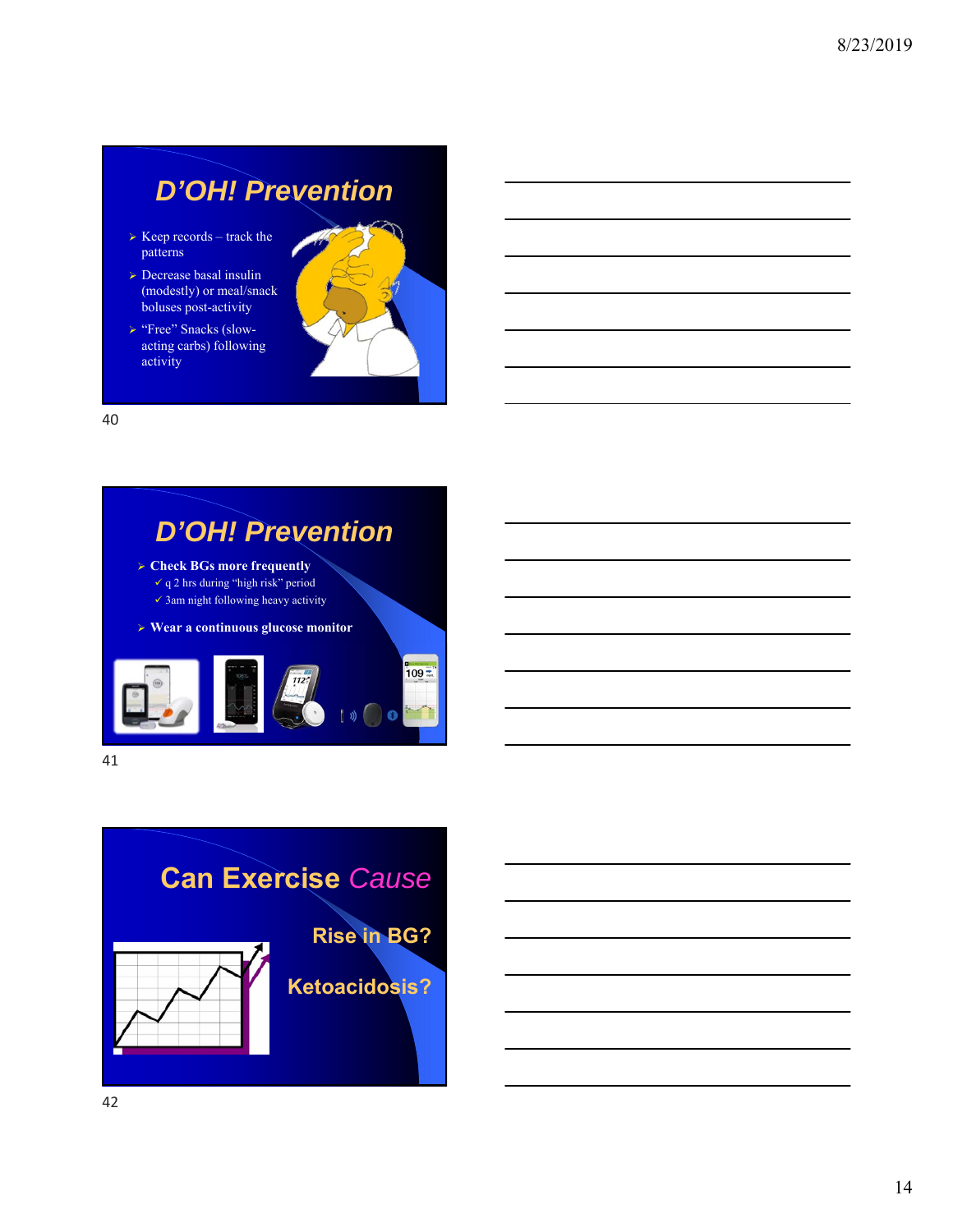## D'OH! Prevention

- Keep records – track the patterns
- Decrease basal insulin (modestly) or meal/snack boluses post-activity
- "Free" Snacks (slow-acting carbs) following activity

## D'OH! Prevention

- **Check BGs more frequently**
  - ✓ q 2 hrs during "high risk" period
  - ✓ 3am night following heavy activity
- **Wear a continuous glucose monitor**

## Can Exercise *Cause*

**Rise in BG?**

**Ketoacidosis?**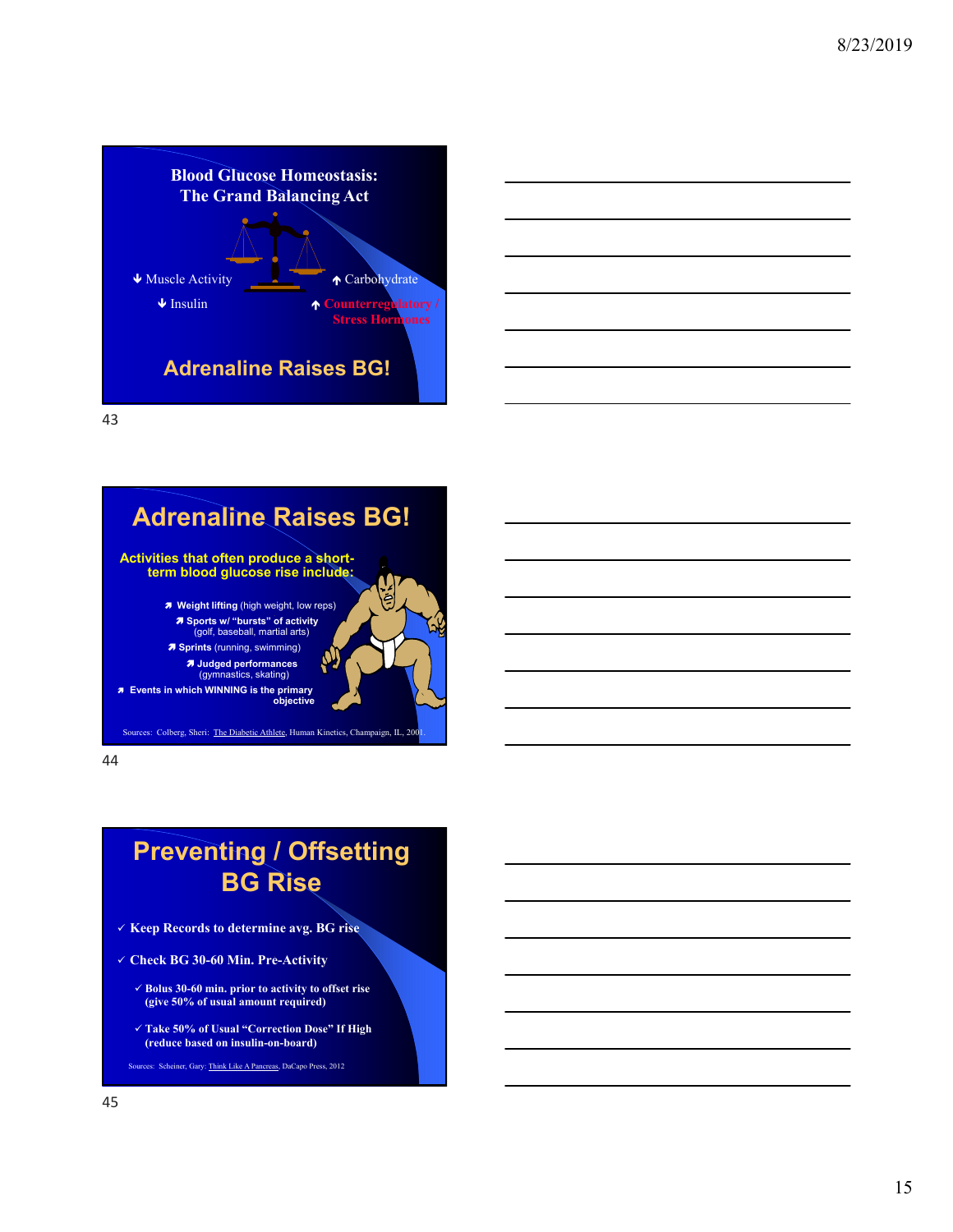## Blood Glucose Homeostasis: The Grand Balancing Act

- ↓ Muscle Activity
- ↓ Insulin
- ↑ Carbohydrate
- ↑ Counterregulatory / Stress Hormones

**Adrenaline Raises BG!**

43

## Adrenaline Raises BG!

**Activities that often produce a short-term blood glucose rise include:**

- **Weight lifting** (high weight, low reps)
- **Sports w/ "bursts" of activity** (golf, baseball, martial arts)
- **Sprints** (running, swimming)
- **Judged performances** (gymnastics, skating)
- **Events in which WINNING is the primary objective**

Sources: Colberg, Sheri: The Diabetic Athlete, Human Kinetics, Champaign, IL, 2001.

44

## Preventing / Offsetting BG Rise

- ✓ **Keep Records to determine avg. BG rise**
- ✓ **Check BG 30-60 Min. Pre-Activity**
  - ✓ **Bolus 30-60 min. prior to activity to offset rise (give 50% of usual amount required)**
  - ✓ **Take 50% of Usual "Correction Dose" If High (reduce based on insulin-on-board)**

Sources: Scheiner, Gary: Think Like A Pancreas, DaCapo Press, 2012

45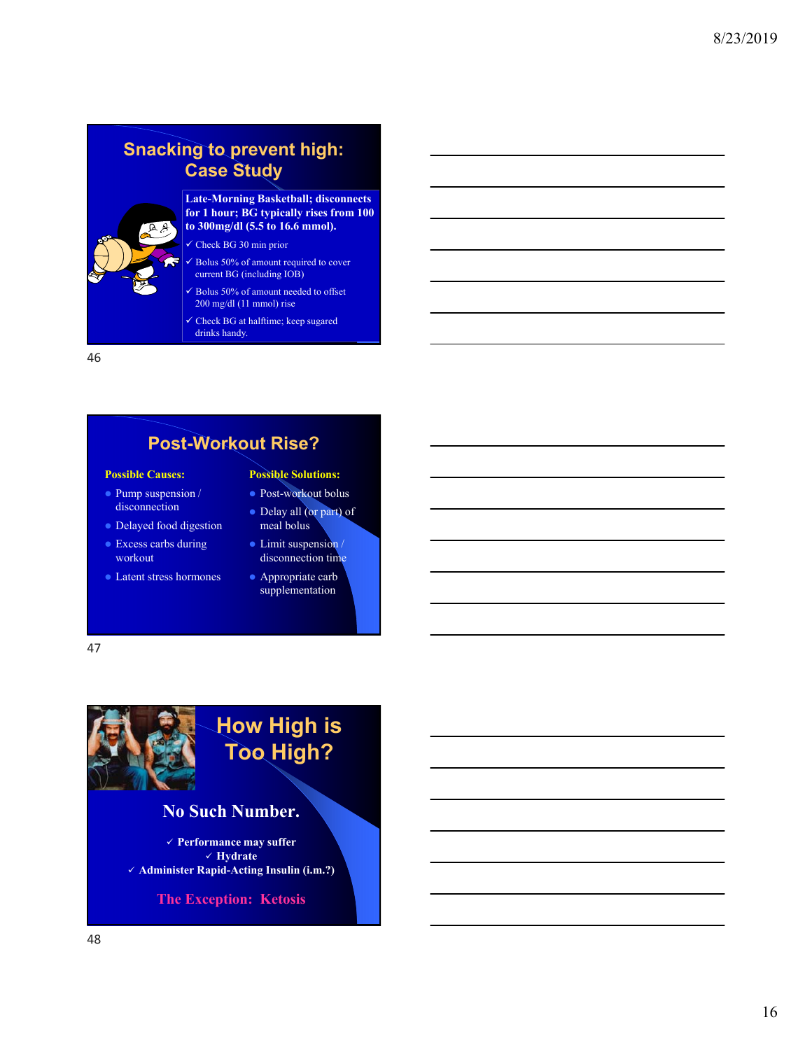## Snacking to prevent high: Case Study

**Late-Morning Basketball; disconnects for 1 hour; BG typically rises from 100 to 300mg/dl (5.5 to 16.6 mmol).**

- ✓ Check BG 30 min prior
- ✓ Bolus 50% of amount required to cover current BG (including IOB)
- ✓ Bolus 50% of amount needed to offset 200 mg/dl (11 mmol) rise
- ✓ Check BG at halftime; keep sugared drinks handy.

## Post-Workout Rise?

**Possible Causes:**

- Pump suspension / disconnection
- Delayed food digestion
- Excess carbs during workout
- Latent stress hormones

**Possible Solutions:**

- Post-workout bolus
- Delay all (or part) of meal bolus
- Limit suspension / disconnection time
- Appropriate carb supplementation

## How High is Too High?

**No Such Number.**

- ✓ **Performance may suffer**
- ✓ **Hydrate**
- ✓ **Administer Rapid-Acting Insulin (i.m.?)**

**The Exception: Ketosis**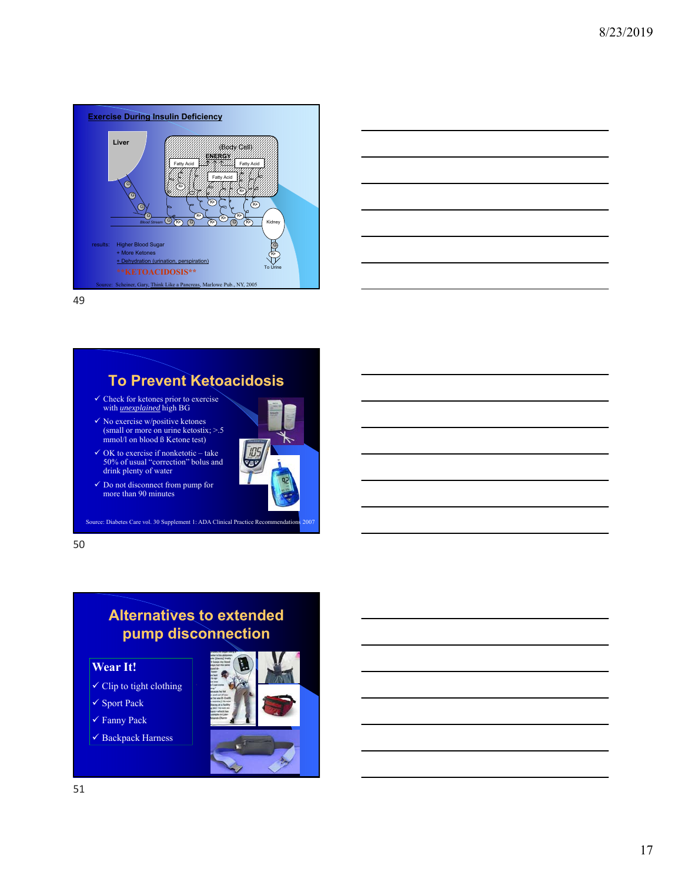## Exercise During Insulin Deficiency

Liver

(Body Cell)

ENERGY

Fatty Acid | Fatty Acid | Fatty Acid

Blood Stream

Kidney

To Urine

results: Higher Blood Sugar
+ More Ketones
+ Dehydration (urination, perspiration)

**KETOACIDOSIS**

Source: Scheiner, Gary, Think Like a Pancreas, Marlowe Pub., NY, 2005

## To Prevent Ketoacidosis

- ✓ Check for ketones prior to exercise with *unexplained* high BG
- ✓ No exercise w/positive ketones (small or more on urine ketostix; >.5 mmol/l on blood ß Ketone test)
- ✓ OK to exercise if nonketotic – take 50% of usual "correction" bolus and drink plenty of water
- ✓ Do not disconnect from pump for more than 90 minutes

Source: Diabetes Care vol. 30 Supplement 1: ADA Clinical Practice Recommendations 2007

## Alternatives to extended pump disconnection

**Wear It!**

- ✓ Clip to tight clothing
- ✓ Sport Pack
- ✓ Fanny Pack
- ✓ Backpack Harness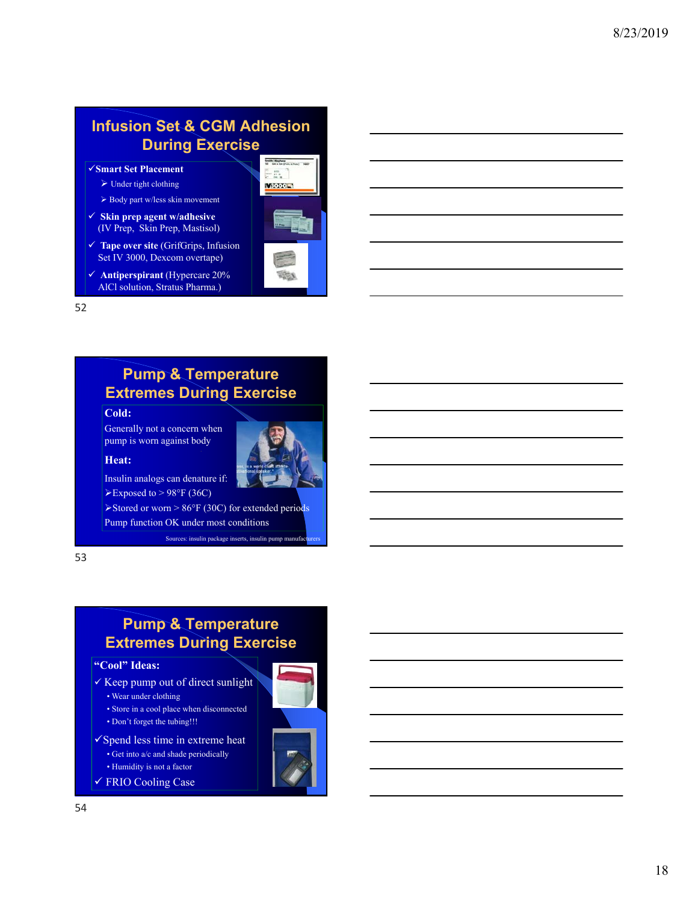## Infusion Set & CGM Adhesion During Exercise

- ✓ **Smart Set Placement**
  - ➢ Under tight clothing
  - ➢ Body part w/less skin movement
- ✓ **Skin prep agent w/adhesive** (IV Prep, Skin Prep, Mastisol)
- ✓ **Tape over site** (GrifGrips, Infusion Set IV 3000, Dexcom overtape)
- ✓ **Antiperspirant** (Hypercare 20% AlCl solution, Stratus Pharma.)

## Pump & Temperature Extremes During Exercise

**Cold:**

Generally not a concern when pump is worn against body

**Heat:**

Insulin analogs can denature if:

- ➢ Exposed to > 98°F (36C)
- ➢ Stored or worn > 86°F (30C) for extended periods

Pump function OK under most conditions

Sources: insulin package inserts, insulin pump manufacturers

## Pump & Temperature Extremes During Exercise

**"Cool" Ideas:**

- ✓ Keep pump out of direct sunlight
  - Wear under clothing
  - Store in a cool place when disconnected
  - Don't forget the tubing!!!
- ✓ Spend less time in extreme heat
  - Get into a/c and shade periodically
  - Humidity is not a factor
- ✓ FRIO Cooling Case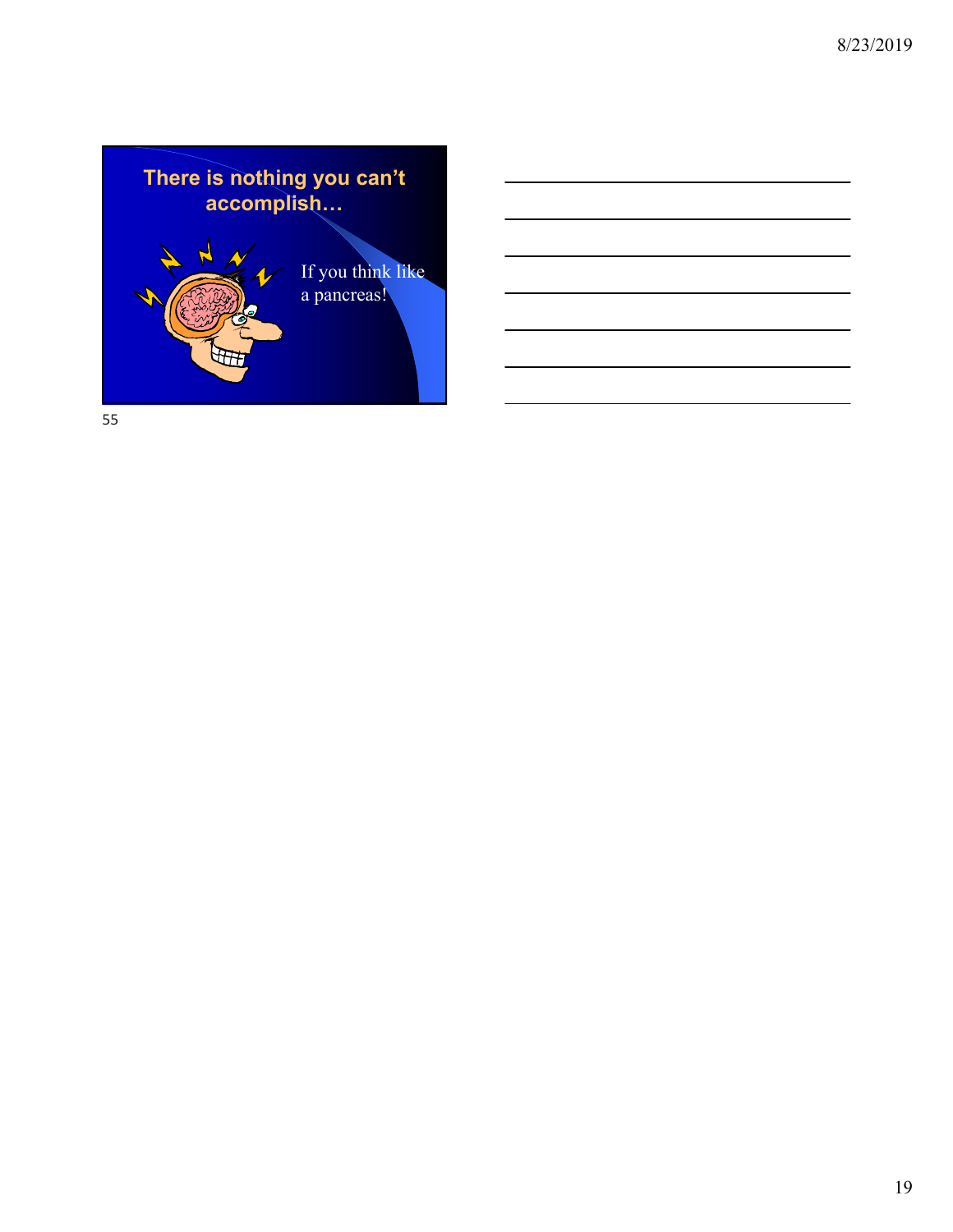## There is nothing you can't accomplish…

If you think like a pancreas!